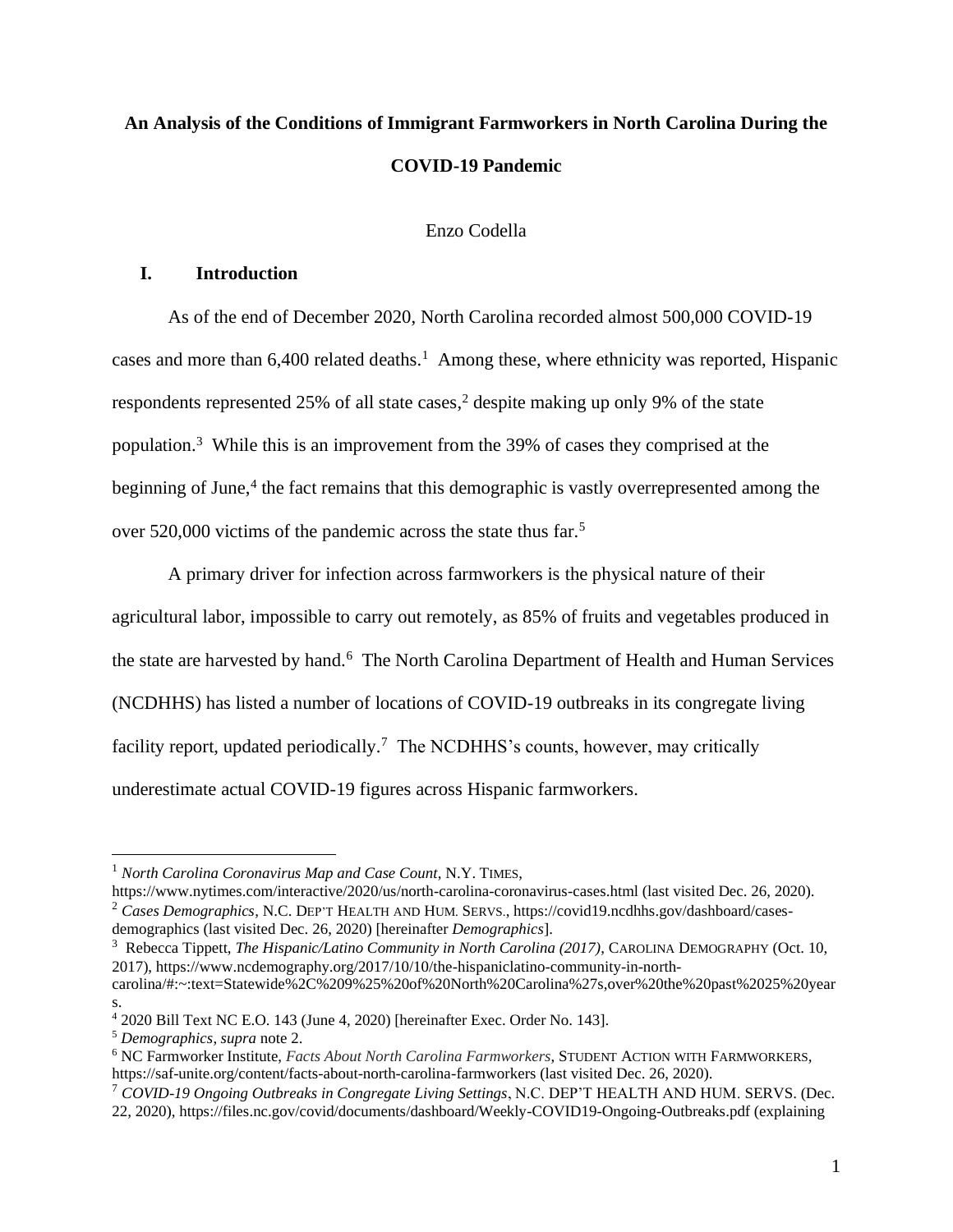# An Analysis of the Conditions of Immigrant Farmworkers in North Carolina During the COVID-19 Pandemic

Enzo Codella

## I. Introduction

As of the end of December 2020, North Carolina recorded almost 500,000 COVID-19 cases and more than 6,400 related deaths.[1] Among these, where ethnicity was reported, Hispanic respondents represented 25% of all state cases,[2] despite making up only 9% of the state population.[3] While this is an improvement from the 39% of cases they comprised at the beginning of June,[4] the fact remains that this demographic is vastly overrepresented among the over 520,000 victims of the pandemic across the state thus far.[5]

A primary driver for infection across farmworkers is the physical nature of their agricultural labor, impossible to carry out remotely, as 85% of fruits and vegetables produced in the state are harvested by hand.[6] The North Carolina Department of Health and Human Services (NCDHHS) has listed a number of locations of COVID-19 outbreaks in its congregate living facility report, updated periodically.[7] The NCDHHS's counts, however, may critically underestimate actual COVID-19 figures across Hispanic farmworkers.

---

[1] *North Carolina Coronavirus Map and Case Count*, N.Y. TIMES, https://www.nytimes.com/interactive/2020/us/north-carolina-coronavirus-cases.html (last visited Dec. 26, 2020).

[2] *Cases Demographics*, N.C. DEP'T HEALTH AND HUM. SERVS., https://covid19.ncdhhs.gov/dashboard/cases-demographics (last visited Dec. 26, 2020) [hereinafter *Demographics*].

[3] Rebecca Tippett, *The Hispanic/Latino Community in North Carolina (2017)*, CAROLINA DEMOGRAPHY (Oct. 10, 2017), https://www.ncdemography.org/2017/10/10/the-hispaniclatino-community-in-north-carolina/#:~:text=Statewide%2C%209%25%20of%20North%20Carolina%27s,over%20the%20past%2025%20years.

[4] 2020 Bill Text NC E.O. 143 (June 4, 2020) [hereinafter Exec. Order No. 143].

[5] *Demographics*, *supra* note 2.

[6] NC Farmworker Institute, *Facts About North Carolina Farmworkers*, STUDENT ACTION WITH FARMWORKERS, https://saf-unite.org/content/facts-about-north-carolina-farmworkers (last visited Dec. 26, 2020).

[7] *COVID-19 Ongoing Outbreaks in Congregate Living Settings*, N.C. DEP'T HEALTH AND HUM. SERVS. (Dec. 22, 2020), https://files.nc.gov/covid/documents/dashboard/Weekly-COVID19-Ongoing-Outbreaks.pdf (explaining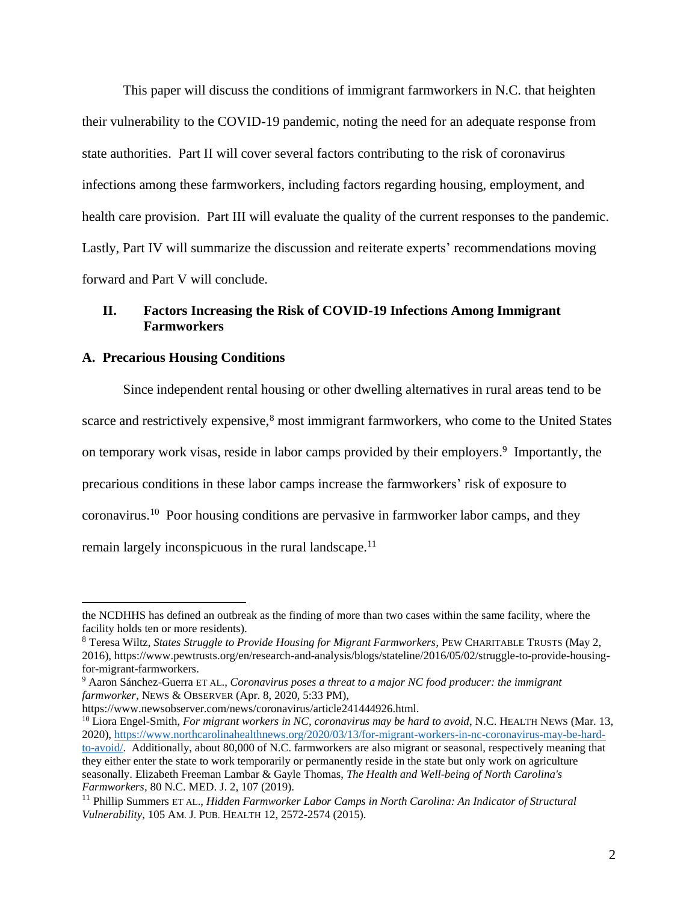This paper will discuss the conditions of immigrant farmworkers in N.C. that heighten their vulnerability to the COVID-19 pandemic, noting the need for an adequate response from state authorities. Part II will cover several factors contributing to the risk of coronavirus infections among these farmworkers, including factors regarding housing, employment, and health care provision. Part III will evaluate the quality of the current responses to the pandemic. Lastly, Part IV will summarize the discussion and reiterate experts' recommendations moving forward and Part V will conclude.

## II. Factors Increasing the Risk of COVID-19 Infections Among Immigrant Farmworkers

### A. Precarious Housing Conditions

Since independent rental housing or other dwelling alternatives in rural areas tend to be scarce and restrictively expensive,[8] most immigrant farmworkers, who come to the United States on temporary work visas, reside in labor camps provided by their employers.[9] Importantly, the precarious conditions in these labor camps increase the farmworkers' risk of exposure to coronavirus.[10] Poor housing conditions are pervasive in farmworker labor camps, and they remain largely inconspicuous in the rural landscape.[11]

---

the NCDHHS has defined an outbreak as the finding of more than two cases within the same facility, where the facility holds ten or more residents).

[8] Teresa Wiltz, *States Struggle to Provide Housing for Migrant Farmworkers*, PEW CHARITABLE TRUSTS (May 2, 2016), https://www.pewtrusts.org/en/research-and-analysis/blogs/stateline/2016/05/02/struggle-to-provide-housing-for-migrant-farmworkers.

[9] Aaron Sánchez-Guerra ET AL., *Coronavirus poses a threat to a major NC food producer: the immigrant farmworker*, NEWS & OBSERVER (Apr. 8, 2020, 5:33 PM), https://www.newsobserver.com/news/coronavirus/article241444926.html.

[10] Liora Engel-Smith, *For migrant workers in NC, coronavirus may be hard to avoid*, N.C. HEALTH NEWS (Mar. 13, 2020), https://www.northcarolinahealthnews.org/2020/03/13/for-migrant-workers-in-nc-coronavirus-may-be-hard-to-avoid/. Additionally, about 80,000 of N.C. farmworkers are also migrant or seasonal, respectively meaning that they either enter the state to work temporarily or permanently reside in the state but only work on agriculture seasonally. Elizabeth Freeman Lambar & Gayle Thomas, *The Health and Well-being of North Carolina's Farmworkers*, 80 N.C. MED. J. 2, 107 (2019).

[11] Phillip Summers ET AL., *Hidden Farmworker Labor Camps in North Carolina: An Indicator of Structural Vulnerability*, 105 AM. J. PUB. HEALTH 12, 2572-2574 (2015).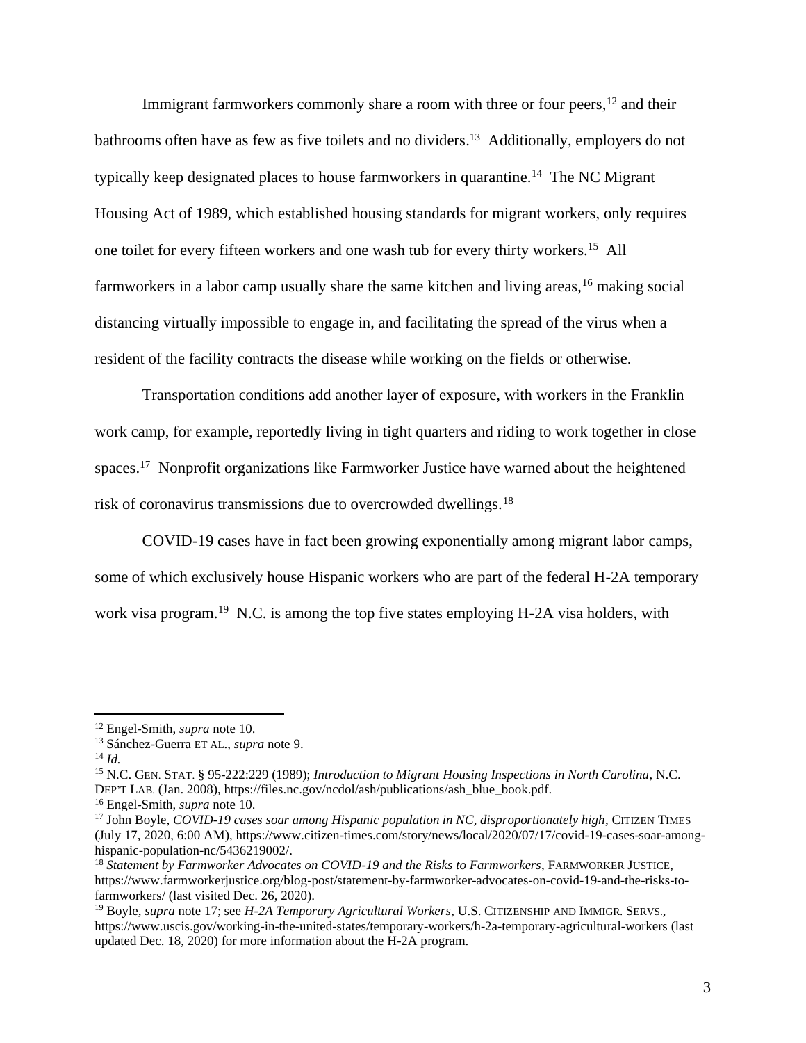Immigrant farmworkers commonly share a room with three or four peers,[12] and their bathrooms often have as few as five toilets and no dividers.[13] Additionally, employers do not typically keep designated places to house farmworkers in quarantine.[14] The NC Migrant Housing Act of 1989, which established housing standards for migrant workers, only requires one toilet for every fifteen workers and one wash tub for every thirty workers.[15] All farmworkers in a labor camp usually share the same kitchen and living areas,[16] making social distancing virtually impossible to engage in, and facilitating the spread of the virus when a resident of the facility contracts the disease while working on the fields or otherwise.

Transportation conditions add another layer of exposure, with workers in the Franklin work camp, for example, reportedly living in tight quarters and riding to work together in close spaces.[17] Nonprofit organizations like Farmworker Justice have warned about the heightened risk of coronavirus transmissions due to overcrowded dwellings.[18]

COVID-19 cases have in fact been growing exponentially among migrant labor camps, some of which exclusively house Hispanic workers who are part of the federal H-2A temporary work visa program.[19] N.C. is among the top five states employing H-2A visa holders, with

---

[12] Engel-Smith, *supra* note 10.

[13] Sánchez-Guerra ET AL., *supra* note 9.

[14] *Id.*

[15] N.C. GEN. STAT. § 95-222:229 (1989); *Introduction to Migrant Housing Inspections in North Carolina*, N.C. DEP'T LAB. (Jan. 2008), https://files.nc.gov/ncdol/ash/publications/ash_blue_book.pdf.

[16] Engel-Smith, *supra* note 10.

[17] John Boyle, *COVID-19 cases soar among Hispanic population in NC, disproportionately high*, CITIZEN TIMES (July 17, 2020, 6:00 AM), https://www.citizen-times.com/story/news/local/2020/07/17/covid-19-cases-soar-among-hispanic-population-nc/5436219002/.

[18] *Statement by Farmworker Advocates on COVID-19 and the Risks to Farmworkers*, FARMWORKER JUSTICE, https://www.farmworkerjustice.org/blog-post/statement-by-farmworker-advocates-on-covid-19-and-the-risks-to-farmworkers/ (last visited Dec. 26, 2020).

[19] Boyle, *supra* note 17; see *H-2A Temporary Agricultural Workers*, U.S. CITIZENSHIP AND IMMIGR. SERVS., https://www.uscis.gov/working-in-the-united-states/temporary-workers/h-2a-temporary-agricultural-workers (last updated Dec. 18, 2020) for more information about the H-2A program.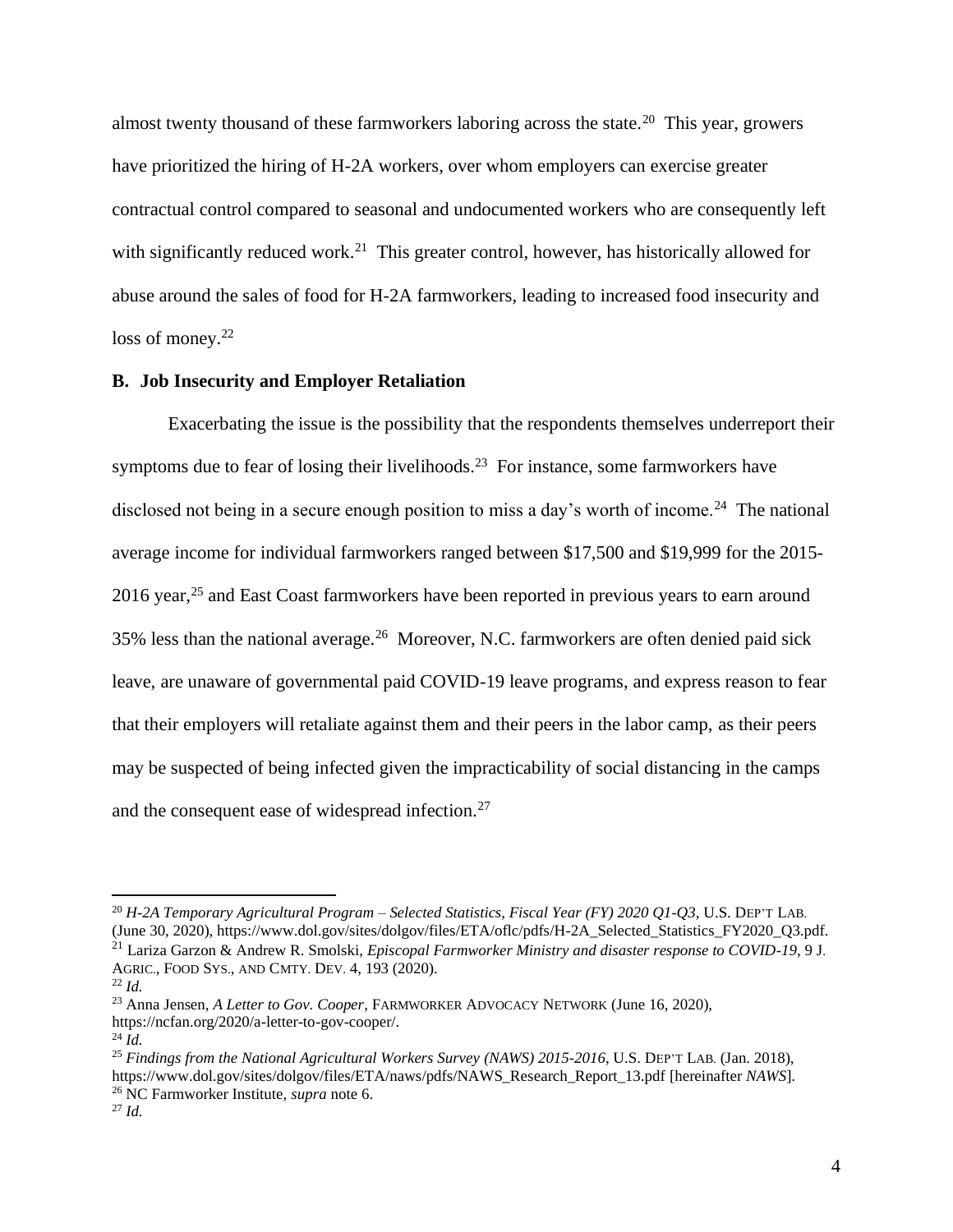almost twenty thousand of these farmworkers laboring across the state.[20] This year, growers have prioritized the hiring of H-2A workers, over whom employers can exercise greater contractual control compared to seasonal and undocumented workers who are consequently left with significantly reduced work.[21] This greater control, however, has historically allowed for abuse around the sales of food for H-2A farmworkers, leading to increased food insecurity and loss of money.[22]

### B. Job Insecurity and Employer Retaliation

Exacerbating the issue is the possibility that the respondents themselves underreport their symptoms due to fear of losing their livelihoods.[23] For instance, some farmworkers have disclosed not being in a secure enough position to miss a day's worth of income.[24] The national average income for individual farmworkers ranged between $17,500 and $19,999 for the 2015-2016 year,[25] and East Coast farmworkers have been reported in previous years to earn around 35% less than the national average.[26] Moreover, N.C. farmworkers are often denied paid sick leave, are unaware of governmental paid COVID-19 leave programs, and express reason to fear that their employers will retaliate against them and their peers in the labor camp, as their peers may be suspected of being infected given the impracticability of social distancing in the camps and the consequent ease of widespread infection.[27]

---

[20] *H-2A Temporary Agricultural Program – Selected Statistics, Fiscal Year (FY) 2020 Q1-Q3*, U.S. DEP'T LAB. (June 30, 2020), https://www.dol.gov/sites/dolgov/files/ETA/oflc/pdfs/H-2A_Selected_Statistics_FY2020_Q3.pdf.

[21] Lariza Garzon & Andrew R. Smolski, *Episcopal Farmworker Ministry and disaster response to COVID-19*, 9 J. AGRIC., FOOD SYS., AND CMTY. DEV. 4, 193 (2020).

[22] *Id.*

[23] Anna Jensen, *A Letter to Gov. Cooper*, FARMWORKER ADVOCACY NETWORK (June 16, 2020), https://ncfan.org/2020/a-letter-to-gov-cooper/.

[24] *Id.*

[25] *Findings from the National Agricultural Workers Survey (NAWS) 2015-2016*, U.S. DEP'T LAB. (Jan. 2018), https://www.dol.gov/sites/dolgov/files/ETA/naws/pdfs/NAWS_Research_Report_13.pdf [hereinafter *NAWS*].

[26] NC Farmworker Institute, *supra* note 6.

[27] *Id.*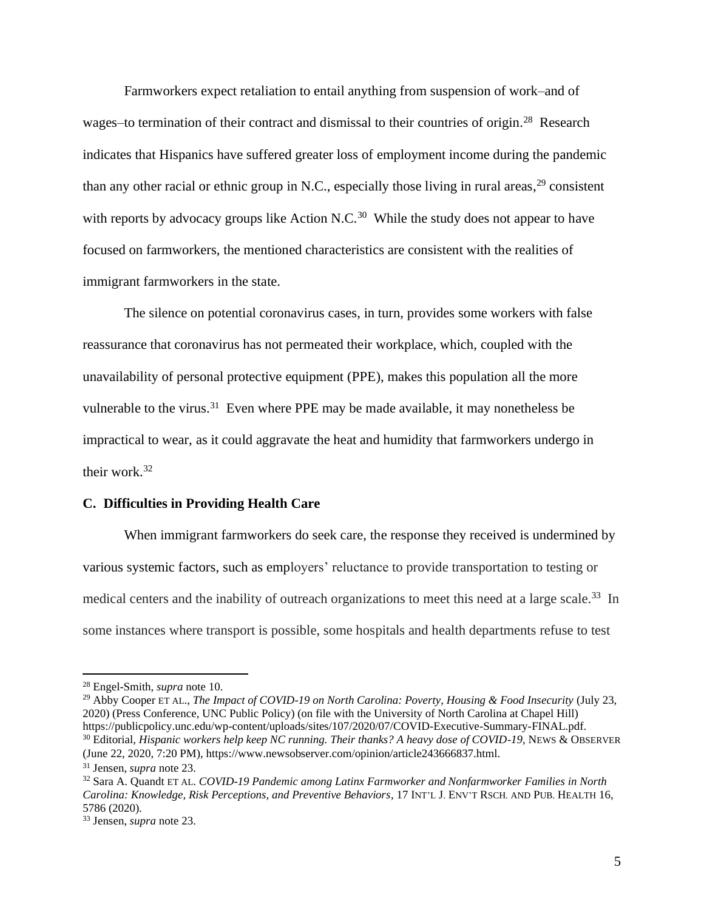Farmworkers expect retaliation to entail anything from suspension of work–and of wages–to termination of their contract and dismissal to their countries of origin.[28] Research indicates that Hispanics have suffered greater loss of employment income during the pandemic than any other racial or ethnic group in N.C., especially those living in rural areas,[29] consistent with reports by advocacy groups like Action N.C.[30] While the study does not appear to have focused on farmworkers, the mentioned characteristics are consistent with the realities of immigrant farmworkers in the state.

The silence on potential coronavirus cases, in turn, provides some workers with false reassurance that coronavirus has not permeated their workplace, which, coupled with the unavailability of personal protective equipment (PPE), makes this population all the more vulnerable to the virus.[31] Even where PPE may be made available, it may nonetheless be impractical to wear, as it could aggravate the heat and humidity that farmworkers undergo in their work.[32]

### C. Difficulties in Providing Health Care

When immigrant farmworkers do seek care, the response they received is undermined by various systemic factors, such as employers' reluctance to provide transportation to testing or medical centers and the inability of outreach organizations to meet this need at a large scale.[33] In some instances where transport is possible, some hospitals and health departments refuse to test

---

[28] Engel-Smith, *supra* note 10.

[29] Abby Cooper ET AL., *The Impact of COVID-19 on North Carolina: Poverty, Housing & Food Insecurity* (July 23, 2020) (Press Conference, UNC Public Policy) (on file with the University of North Carolina at Chapel Hill) https://publicpolicy.unc.edu/wp-content/uploads/sites/107/2020/07/COVID-Executive-Summary-FINAL.pdf.

[30] Editorial, *Hispanic workers help keep NC running. Their thanks? A heavy dose of COVID-19*, NEWS & OBSERVER (June 22, 2020, 7:20 PM), https://www.newsobserver.com/opinion/article243666837.html.

[31] Jensen, *supra* note 23.

[32] Sara A. Quandt ET AL. *COVID-19 Pandemic among Latinx Farmworker and Nonfarmworker Families in North Carolina: Knowledge, Risk Perceptions, and Preventive Behaviors*, 17 INT'L J. ENV'T RSCH. AND PUB. HEALTH 16, 5786 (2020).

[33] Jensen, *supra* note 23.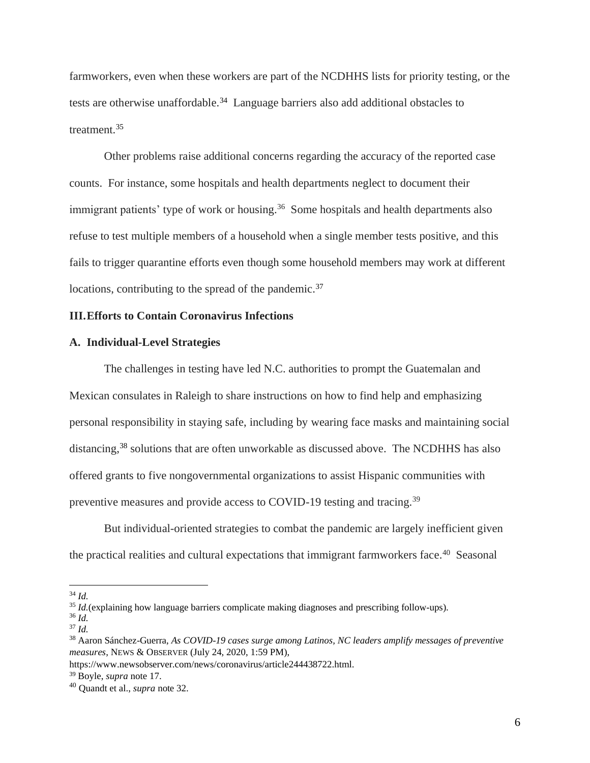farmworkers, even when these workers are part of the NCDHHS lists for priority testing, or the tests are otherwise unaffordable.[34] Language barriers also add additional obstacles to treatment.[35]

Other problems raise additional concerns regarding the accuracy of the reported case counts. For instance, some hospitals and health departments neglect to document their immigrant patients' type of work or housing.[36] Some hospitals and health departments also refuse to test multiple members of a household when a single member tests positive, and this fails to trigger quarantine efforts even though some household members may work at different locations, contributing to the spread of the pandemic.[37]

## III. Efforts to Contain Coronavirus Infections

### A. Individual-Level Strategies

The challenges in testing have led N.C. authorities to prompt the Guatemalan and Mexican consulates in Raleigh to share instructions on how to find help and emphasizing personal responsibility in staying safe, including by wearing face masks and maintaining social distancing,[38] solutions that are often unworkable as discussed above. The NCDHHS has also offered grants to five nongovernmental organizations to assist Hispanic communities with preventive measures and provide access to COVID-19 testing and tracing.[39]

But individual-oriented strategies to combat the pandemic are largely inefficient given the practical realities and cultural expectations that immigrant farmworkers face.[40] Seasonal

---

[34] *Id.*

[35] *Id.*(explaining how language barriers complicate making diagnoses and prescribing follow-ups).

[36] *Id.*

[37] *Id.*

[38] Aaron Sánchez-Guerra, *As COVID-19 cases surge among Latinos, NC leaders amplify messages of preventive measures*, NEWS & OBSERVER (July 24, 2020, 1:59 PM), https://www.newsobserver.com/news/coronavirus/article244438722.html.

[39] Boyle, *supra* note 17.

[40] Quandt et al., *supra* note 32.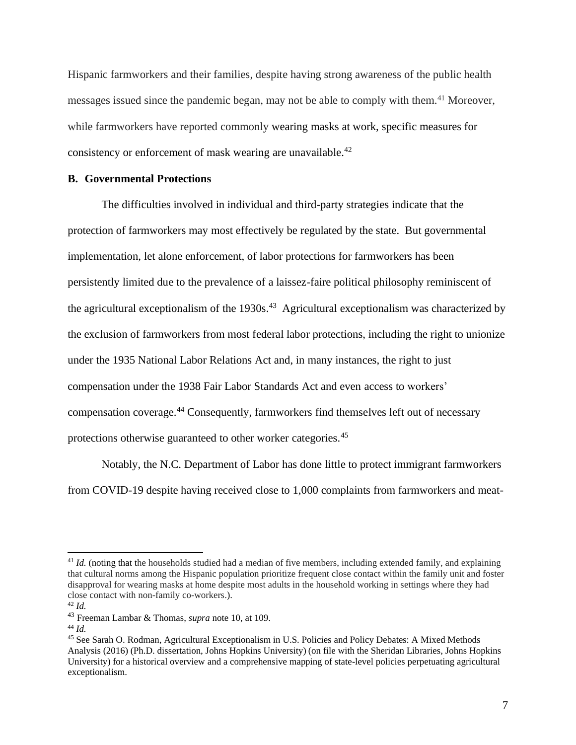Hispanic farmworkers and their families, despite having strong awareness of the public health messages issued since the pandemic began, may not be able to comply with them.[41] Moreover, while farmworkers have reported commonly wearing masks at work, specific measures for consistency or enforcement of mask wearing are unavailable.[42]

### B. Governmental Protections

The difficulties involved in individual and third-party strategies indicate that the protection of farmworkers may most effectively be regulated by the state. But governmental implementation, let alone enforcement, of labor protections for farmworkers has been persistently limited due to the prevalence of a laissez-faire political philosophy reminiscent of the agricultural exceptionalism of the 1930s.[43] Agricultural exceptionalism was characterized by the exclusion of farmworkers from most federal labor protections, including the right to unionize under the 1935 National Labor Relations Act and, in many instances, the right to just compensation under the 1938 Fair Labor Standards Act and even access to workers' compensation coverage.[44] Consequently, farmworkers find themselves left out of necessary protections otherwise guaranteed to other worker categories.[45]

Notably, the N.C. Department of Labor has done little to protect immigrant farmworkers from COVID-19 despite having received close to 1,000 complaints from farmworkers and meat-

---

[41] *Id.* (noting that the households studied had a median of five members, including extended family, and explaining that cultural norms among the Hispanic population prioritize frequent close contact within the family unit and foster disapproval for wearing masks at home despite most adults in the household working in settings where they had close contact with non-family co-workers.).

[42] *Id.*

[43] Freeman Lambar & Thomas, *supra* note 10, at 109.

[44] *Id.*

[45] See Sarah O. Rodman, Agricultural Exceptionalism in U.S. Policies and Policy Debates: A Mixed Methods Analysis (2016) (Ph.D. dissertation, Johns Hopkins University) (on file with the Sheridan Libraries, Johns Hopkins University) for a historical overview and a comprehensive mapping of state-level policies perpetuating agricultural exceptionalism.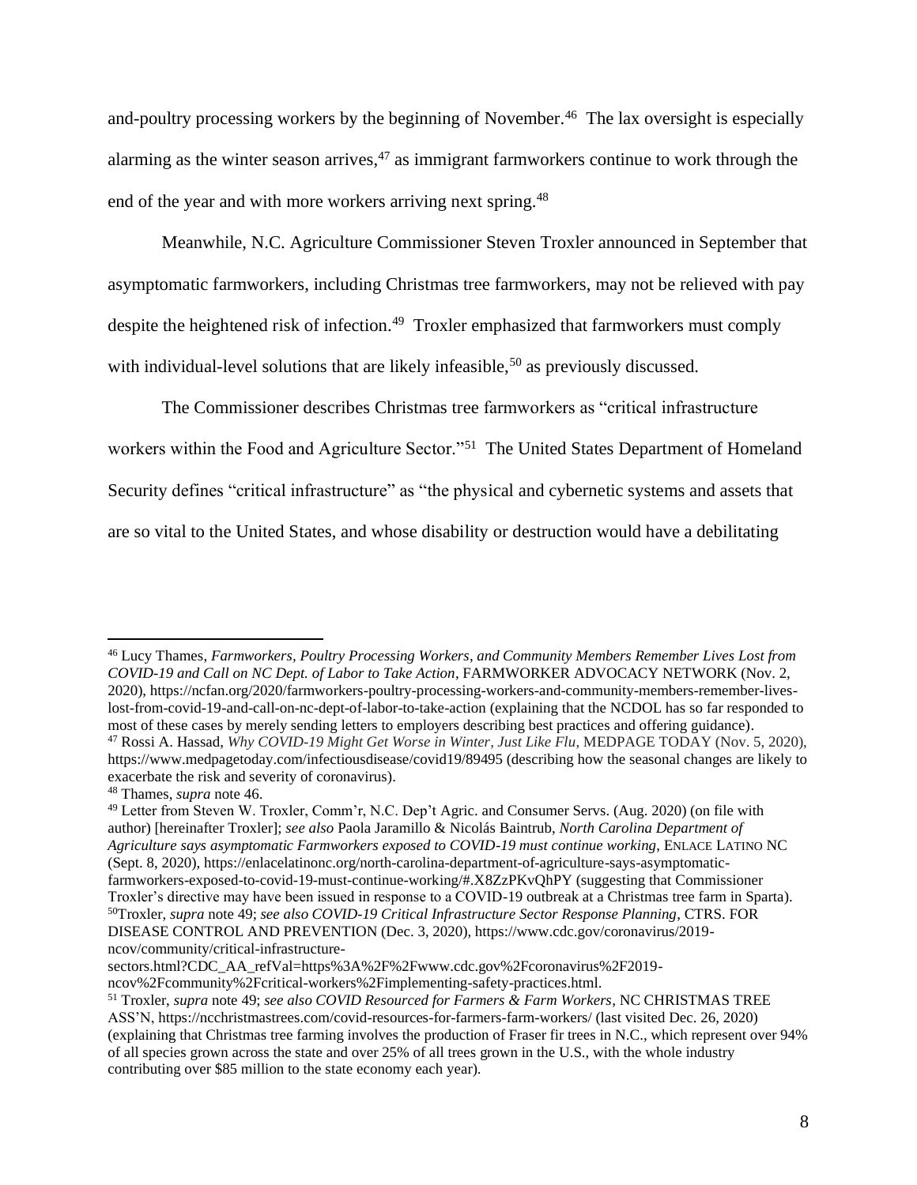and-poultry processing workers by the beginning of November.[46] The lax oversight is especially alarming as the winter season arrives,[47] as immigrant farmworkers continue to work through the end of the year and with more workers arriving next spring.[48]

Meanwhile, N.C. Agriculture Commissioner Steven Troxler announced in September that asymptomatic farmworkers, including Christmas tree farmworkers, may not be relieved with pay despite the heightened risk of infection.[49] Troxler emphasized that farmworkers must comply with individual-level solutions that are likely infeasible,[50] as previously discussed.

The Commissioner describes Christmas tree farmworkers as "critical infrastructure workers within the Food and Agriculture Sector."[51] The United States Department of Homeland Security defines "critical infrastructure" as "the physical and cybernetic systems and assets that are so vital to the United States, and whose disability or destruction would have a debilitating

---

[46] Lucy Thames, *Farmworkers, Poultry Processing Workers, and Community Members Remember Lives Lost from COVID-19 and Call on NC Dept. of Labor to Take Action*, FARMWORKER ADVOCACY NETWORK (Nov. 2, 2020), https://ncfan.org/2020/farmworkers-poultry-processing-workers-and-community-members-remember-lives-lost-from-covid-19-and-call-on-nc-dept-of-labor-to-take-action (explaining that the NCDOL has so far responded to most of these cases by merely sending letters to employers describing best practices and offering guidance).

[47] Rossi A. Hassad, *Why COVID-19 Might Get Worse in Winter, Just Like Flu*, MEDPAGE TODAY (Nov. 5, 2020), https://www.medpagetoday.com/infectiousdisease/covid19/89495 (describing how the seasonal changes are likely to exacerbate the risk and severity of coronavirus).

[48] Thames, *supra* note 46.

[49] Letter from Steven W. Troxler, Comm'r, N.C. Dep't Agric. and Consumer Servs. (Aug. 2020) (on file with author) [hereinafter Troxler]; *see also* Paola Jaramillo & Nicolás Baintrub, *North Carolina Department of Agriculture says asymptomatic Farmworkers exposed to COVID-19 must continue working*, ENLACE LATINO NC (Sept. 8, 2020), https://enlacelatinonc.org/north-carolina-department-of-agriculture-says-asymptomatic-farmworkers-exposed-to-covid-19-must-continue-working/#.X8ZzPKvQhPY (suggesting that Commissioner Troxler's directive may have been issued in response to a COVID-19 outbreak at a Christmas tree farm in Sparta).

[50] Troxler, *supra* note 49; *see also COVID-19 Critical Infrastructure Sector Response Planning*, CTRS. FOR DISEASE CONTROL AND PREVENTION (Dec. 3, 2020), https://www.cdc.gov/coronavirus/2019-ncov/community/critical-infrastructure-sectors.html?CDC_AA_refVal=https%3A%2F%2Fwww.cdc.gov%2Fcoronavirus%2F2019-ncov%2Fcommunity%2Fcritical-workers%2Fimplementing-safety-practices.html.

[51] Troxler, *supra* note 49; *see also COVID Resourced for Farmers & Farm Workers*, NC CHRISTMAS TREE ASS'N, https://ncchristmastrees.com/covid-resources-for-farmers-farm-workers/ (last visited Dec. 26, 2020) (explaining that Christmas tree farming involves the production of Fraser fir trees in N.C., which represent over 94% of all species grown across the state and over 25% of all trees grown in the U.S., with the whole industry contributing over $85 million to the state economy each year).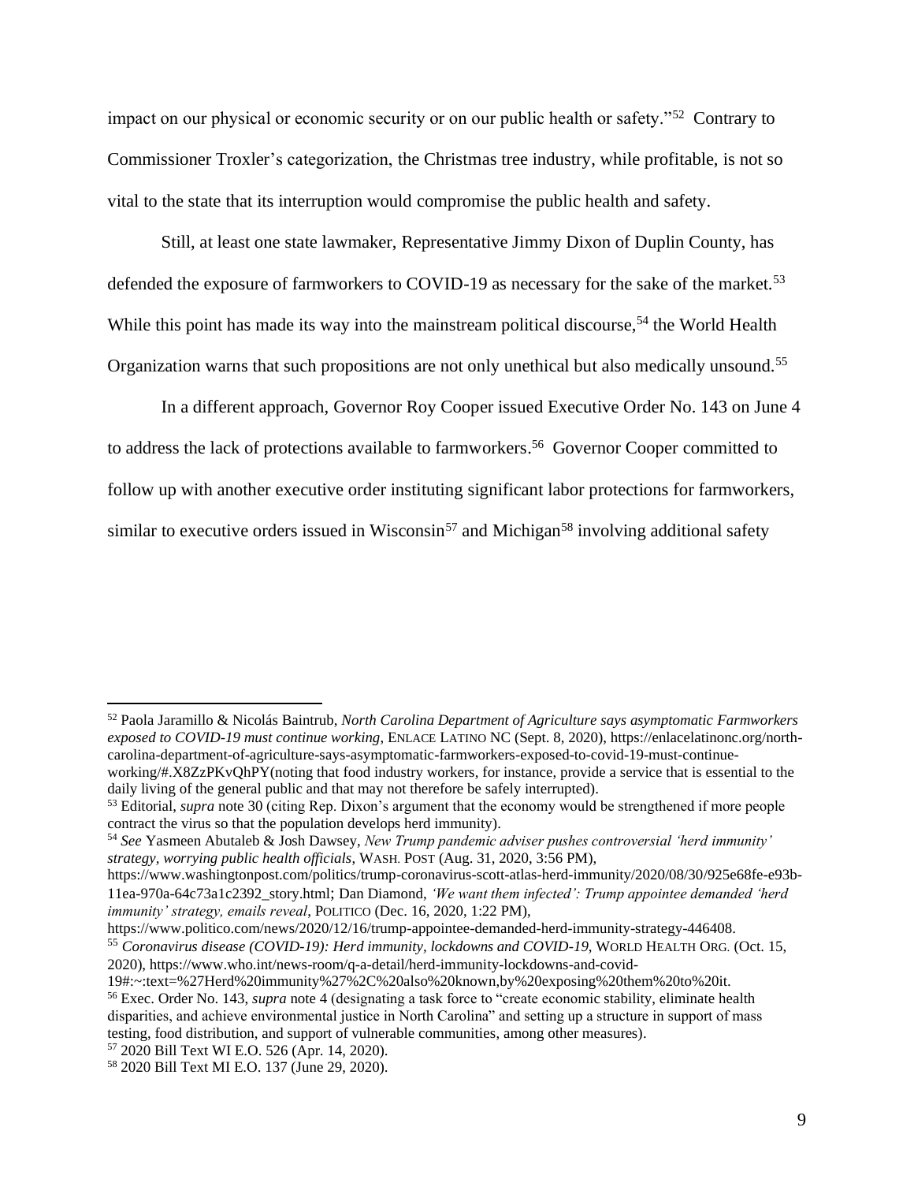impact on our physical or economic security or on our public health or safety."[52] Contrary to Commissioner Troxler's categorization, the Christmas tree industry, while profitable, is not so vital to the state that its interruption would compromise the public health and safety.

Still, at least one state lawmaker, Representative Jimmy Dixon of Duplin County, has defended the exposure of farmworkers to COVID-19 as necessary for the sake of the market.[53] While this point has made its way into the mainstream political discourse,[54] the World Health Organization warns that such propositions are not only unethical but also medically unsound.[55]

In a different approach, Governor Roy Cooper issued Executive Order No. 143 on June 4 to address the lack of protections available to farmworkers.[56] Governor Cooper committed to follow up with another executive order instituting significant labor protections for farmworkers, similar to executive orders issued in Wisconsin[57] and Michigan[58] involving additional safety

---

[52] Paola Jaramillo & Nicolás Baintrub, *North Carolina Department of Agriculture says asymptomatic Farmworkers exposed to COVID-19 must continue working*, ENLACE LATINO NC (Sept. 8, 2020), https://enlacelatinonc.org/north-carolina-department-of-agriculture-says-asymptomatic-farmworkers-exposed-to-covid-19-must-continue-working/#.X8ZzPKvQhPY(noting that food industry workers, for instance, provide a service that is essential to the daily living of the general public and that may not therefore be safely interrupted).

[53] Editorial, *supra* note 30 (citing Rep. Dixon's argument that the economy would be strengthened if more people contract the virus so that the population develops herd immunity).

[54] *See* Yasmeen Abutaleb & Josh Dawsey, *New Trump pandemic adviser pushes controversial 'herd immunity' strategy, worrying public health officials*, WASH. POST (Aug. 31, 2020, 3:56 PM), https://www.washingtonpost.com/politics/trump-coronavirus-scott-atlas-herd-immunity/2020/08/30/925e68fe-e93b-11ea-970a-64c73a1c2392_story.html; Dan Diamond, *'We want them infected': Trump appointee demanded 'herd immunity' strategy, emails reveal*, POLITICO (Dec. 16, 2020, 1:22 PM), https://www.politico.com/news/2020/12/16/trump-appointee-demanded-herd-immunity-strategy-446408.

[55] *Coronavirus disease (COVID-19): Herd immunity, lockdowns and COVID-19*, WORLD HEALTH ORG. (Oct. 15, 2020), https://www.who.int/news-room/q-a-detail/herd-immunity-lockdowns-and-covid-19#:~:text=%27Herd%20immunity%27%2C%20also%20known,by%20exposing%20them%20to%20it.

[56] Exec. Order No. 143, *supra* note 4 (designating a task force to "create economic stability, eliminate health disparities, and achieve environmental justice in North Carolina" and setting up a structure in support of mass testing, food distribution, and support of vulnerable communities, among other measures).

[57] 2020 Bill Text WI E.O. 526 (Apr. 14, 2020).

[58] 2020 Bill Text MI E.O. 137 (June 29, 2020).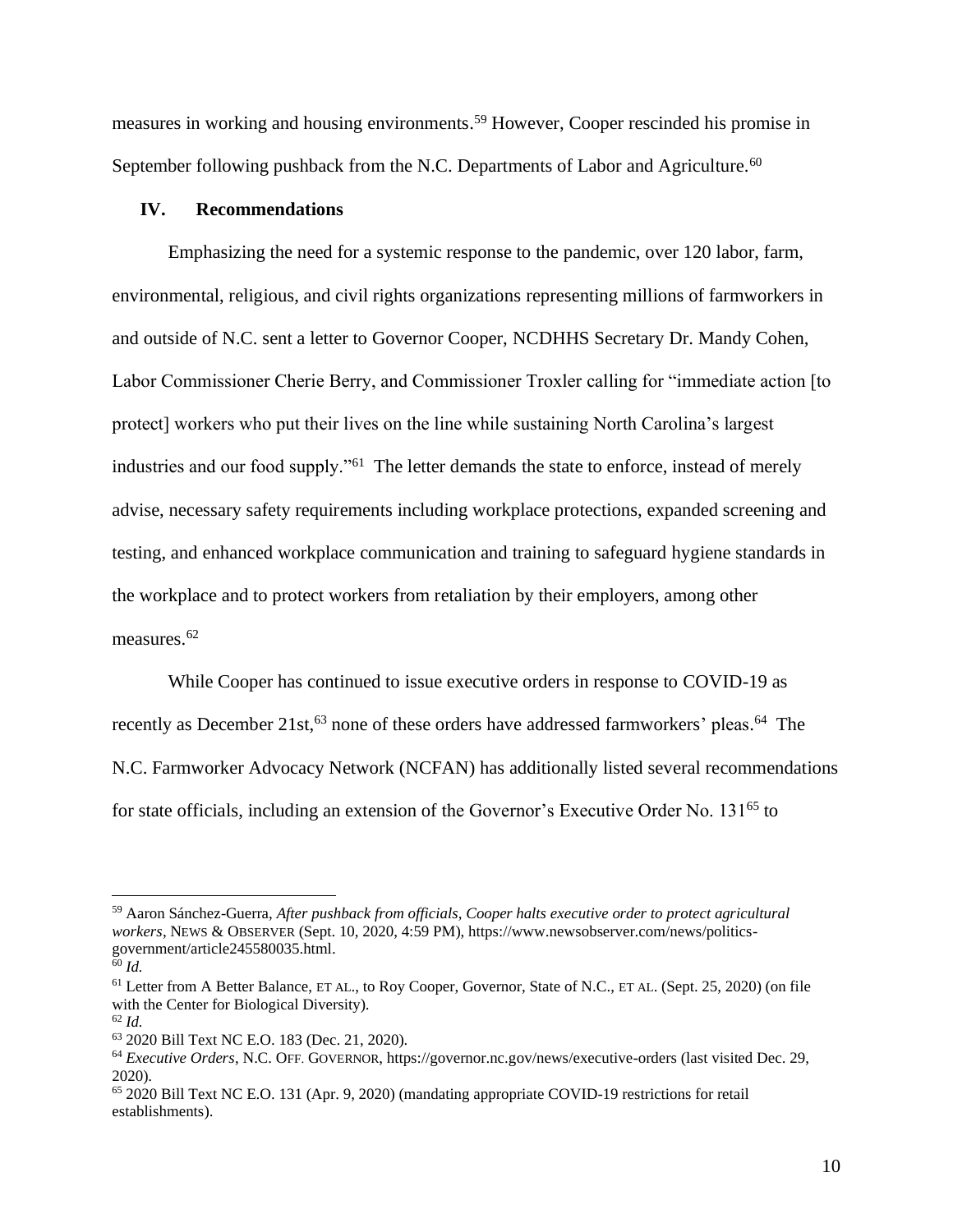measures in working and housing environments.[59] However, Cooper rescinded his promise in September following pushback from the N.C. Departments of Labor and Agriculture.[60]

## IV. Recommendations

Emphasizing the need for a systemic response to the pandemic, over 120 labor, farm, environmental, religious, and civil rights organizations representing millions of farmworkers in and outside of N.C. sent a letter to Governor Cooper, NCDHHS Secretary Dr. Mandy Cohen, Labor Commissioner Cherie Berry, and Commissioner Troxler calling for "immediate action [to protect] workers who put their lives on the line while sustaining North Carolina's largest industries and our food supply."[61] The letter demands the state to enforce, instead of merely advise, necessary safety requirements including workplace protections, expanded screening and testing, and enhanced workplace communication and training to safeguard hygiene standards in the workplace and to protect workers from retaliation by their employers, among other measures.[62]

While Cooper has continued to issue executive orders in response to COVID-19 as recently as December 21st,[63] none of these orders have addressed farmworkers' pleas.[64] The N.C. Farmworker Advocacy Network (NCFAN) has additionally listed several recommendations for state officials, including an extension of the Governor's Executive Order No. 131[65] to

---

[59] Aaron Sánchez-Guerra, *After pushback from officials, Cooper halts executive order to protect agricultural workers*, NEWS & OBSERVER (Sept. 10, 2020, 4:59 PM), https://www.newsobserver.com/news/politics-government/article245580035.html.

[60] *Id.*

[61] Letter from A Better Balance, ET AL., to Roy Cooper, Governor, State of N.C., ET AL. (Sept. 25, 2020) (on file with the Center for Biological Diversity).

[62] *Id.*

[63] 2020 Bill Text NC E.O. 183 (Dec. 21, 2020).

[64] *Executive Orders*, N.C. OFF. GOVERNOR, https://governor.nc.gov/news/executive-orders (last visited Dec. 29, 2020).

[65] 2020 Bill Text NC E.O. 131 (Apr. 9, 2020) (mandating appropriate COVID-19 restrictions for retail establishments).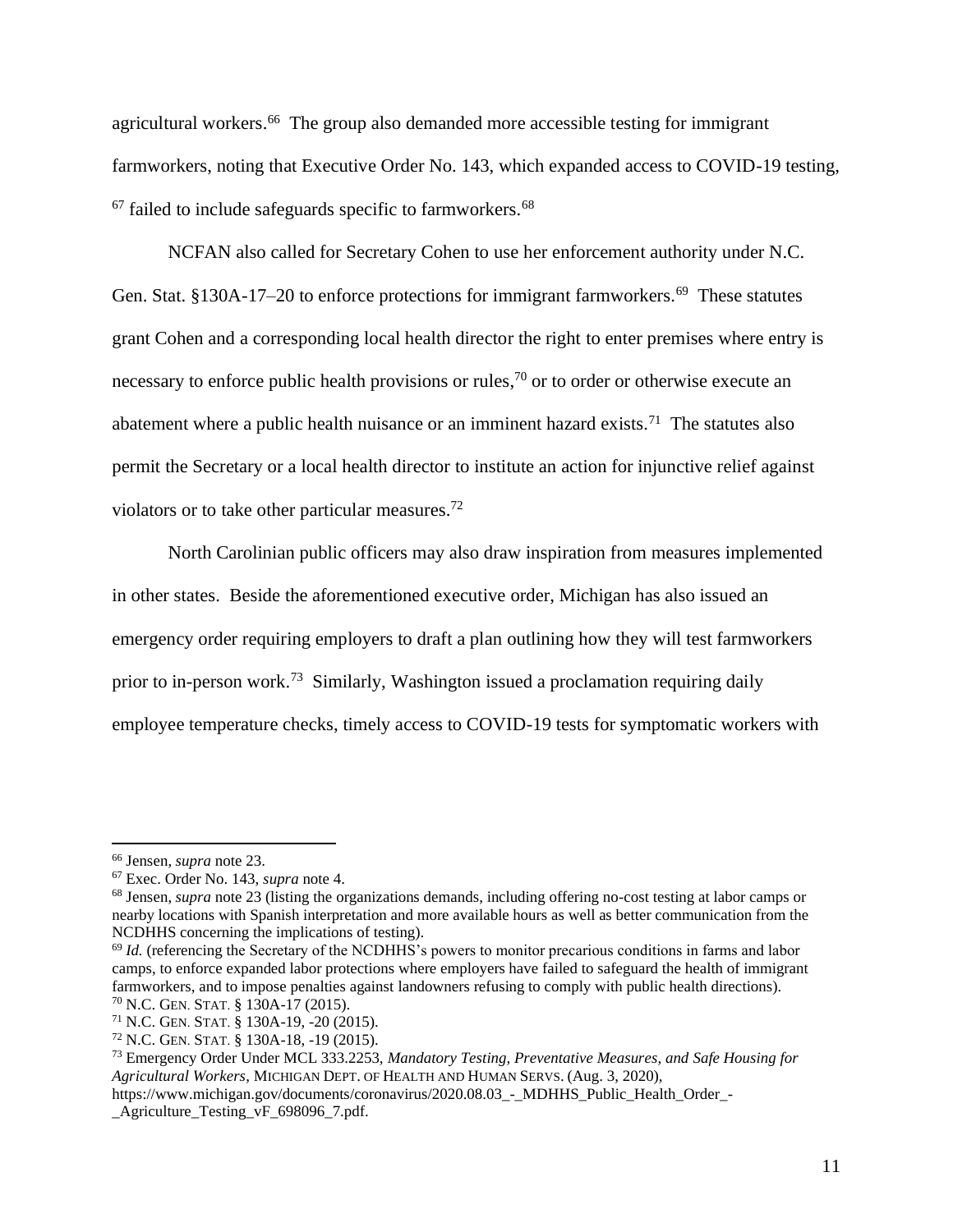agricultural workers.[66] The group also demanded more accessible testing for immigrant farmworkers, noting that Executive Order No. 143, which expanded access to COVID-19 testing, [67] failed to include safeguards specific to farmworkers.[68]

NCFAN also called for Secretary Cohen to use her enforcement authority under N.C. Gen. Stat. §130A-17–20 to enforce protections for immigrant farmworkers.[69] These statutes grant Cohen and a corresponding local health director the right to enter premises where entry is necessary to enforce public health provisions or rules,[70] or to order or otherwise execute an abatement where a public health nuisance or an imminent hazard exists.[71] The statutes also permit the Secretary or a local health director to institute an action for injunctive relief against violators or to take other particular measures.[72]

North Carolinian public officers may also draw inspiration from measures implemented in other states. Beside the aforementioned executive order, Michigan has also issued an emergency order requiring employers to draft a plan outlining how they will test farmworkers prior to in-person work.[73] Similarly, Washington issued a proclamation requiring daily employee temperature checks, timely access to COVID-19 tests for symptomatic workers with

---

[66] Jensen, *supra* note 23.

[67] Exec. Order No. 143, *supra* note 4.

[68] Jensen, *supra* note 23 (listing the organizations demands, including offering no-cost testing at labor camps or nearby locations with Spanish interpretation and more available hours as well as better communication from the NCDHHS concerning the implications of testing).

[69] *Id.* (referencing the Secretary of the NCDHHS's powers to monitor precarious conditions in farms and labor camps, to enforce expanded labor protections where employers have failed to safeguard the health of immigrant farmworkers, and to impose penalties against landowners refusing to comply with public health directions).

[70] N.C. GEN. STAT. § 130A-17 (2015).

[71] N.C. GEN. STAT. § 130A-19, -20 (2015).

[72] N.C. GEN. STAT. § 130A-18, -19 (2015).

[73] Emergency Order Under MCL 333.2253, *Mandatory Testing, Preventative Measures, and Safe Housing for Agricultural Workers*, MICHIGAN DEPT. OF HEALTH AND HUMAN SERVS. (Aug. 3, 2020), https://www.michigan.gov/documents/coronavirus/2020.08.03_-_MDHHS_Public_Health_Order_-_Agriculture_Testing_vF_698096_7.pdf.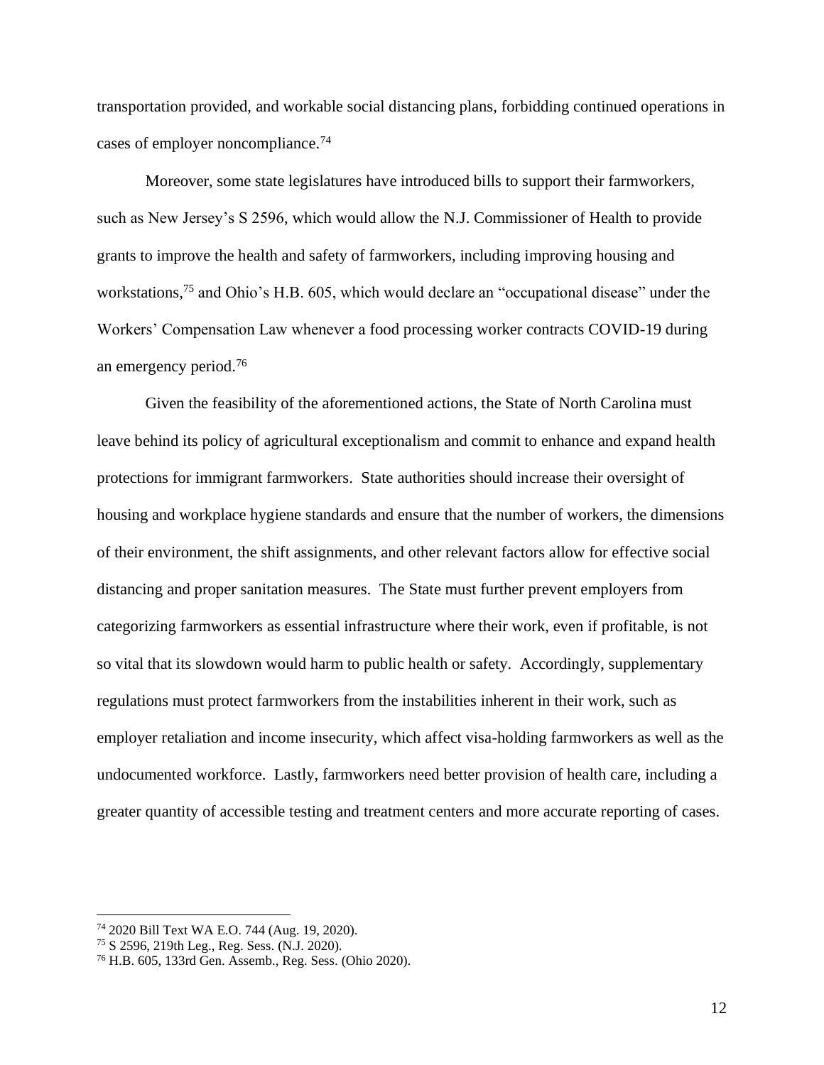transportation provided, and workable social distancing plans, forbidding continued operations in cases of employer noncompliance.[74]

Moreover, some state legislatures have introduced bills to support their farmworkers, such as New Jersey's S 2596, which would allow the N.J. Commissioner of Health to provide grants to improve the health and safety of farmworkers, including improving housing and workstations,[75] and Ohio's H.B. 605, which would declare an "occupational disease" under the Workers' Compensation Law whenever a food processing worker contracts COVID-19 during an emergency period.[76]

Given the feasibility of the aforementioned actions, the State of North Carolina must leave behind its policy of agricultural exceptionalism and commit to enhance and expand health protections for immigrant farmworkers. State authorities should increase their oversight of housing and workplace hygiene standards and ensure that the number of workers, the dimensions of their environment, the shift assignments, and other relevant factors allow for effective social distancing and proper sanitation measures. The State must further prevent employers from categorizing farmworkers as essential infrastructure where their work, even if profitable, is not so vital that its slowdown would harm to public health or safety. Accordingly, supplementary regulations must protect farmworkers from the instabilities inherent in their work, such as employer retaliation and income insecurity, which affect visa-holding farmworkers as well as the undocumented workforce. Lastly, farmworkers need better provision of health care, including a greater quantity of accessible testing and treatment centers and more accurate reporting of cases.

---

[74] 2020 Bill Text WA E.O. 744 (Aug. 19, 2020).

[75] S 2596, 219th Leg., Reg. Sess. (N.J. 2020).

[76] H.B. 605, 133rd Gen. Assemb., Reg. Sess. (Ohio 2020).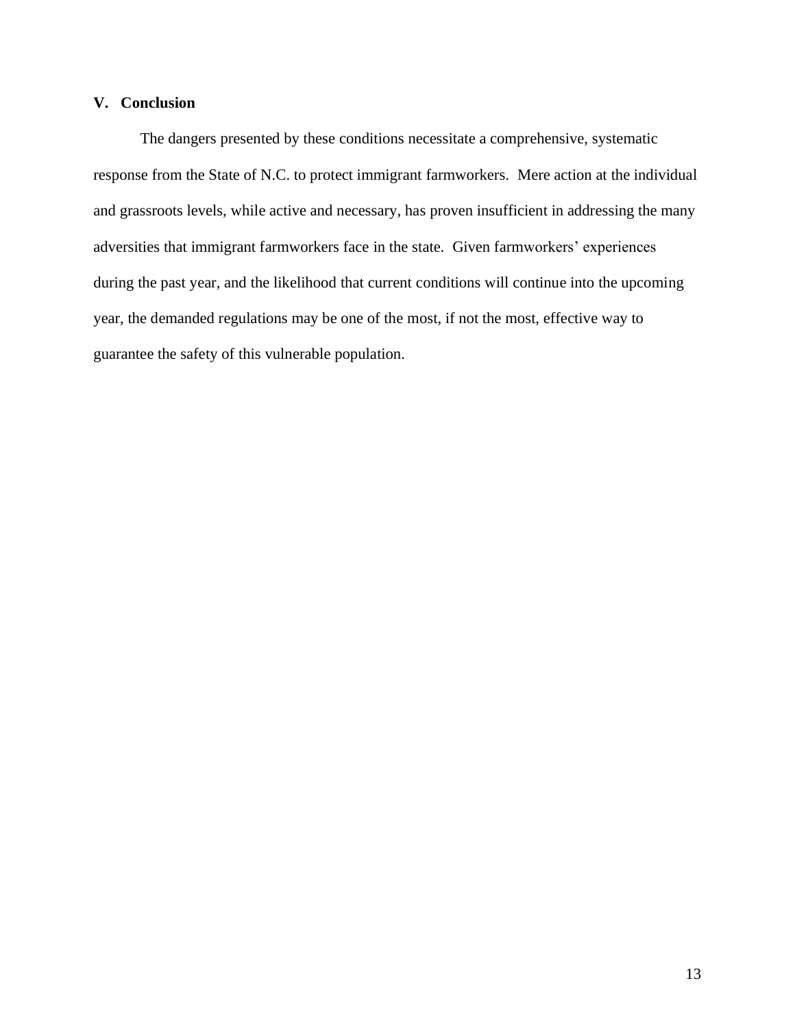## V. Conclusion

The dangers presented by these conditions necessitate a comprehensive, systematic response from the State of N.C. to protect immigrant farmworkers. Mere action at the individual and grassroots levels, while active and necessary, has proven insufficient in addressing the many adversities that immigrant farmworkers face in the state. Given farmworkers' experiences during the past year, and the likelihood that current conditions will continue into the upcoming year, the demanded regulations may be one of the most, if not the most, effective way to guarantee the safety of this vulnerable population.